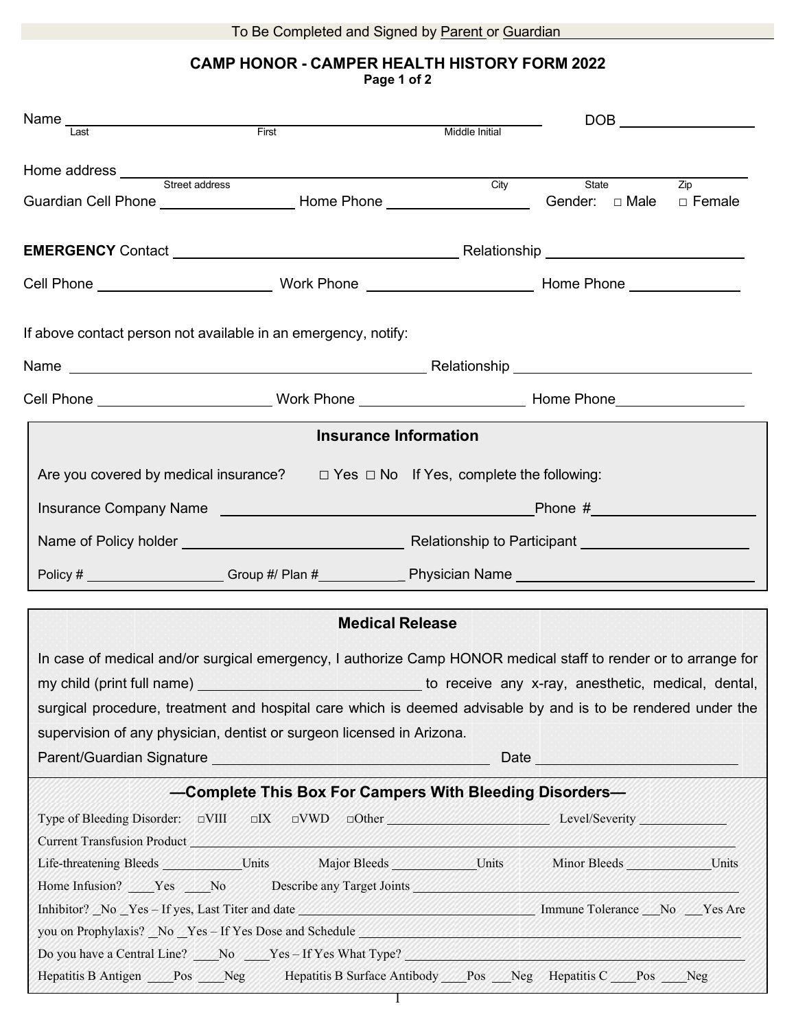To Be Completed and Signed by Parent or Guardian

# CAMP HONOR - CAMPER HEALTH HISTORY FORM 2022

**Page 1 of 2**

Name \_\_\_\_\_\_\_\_\_\_\_\_\_\_\_\_\_\_\_\_\_\_\_\_\_\_\_\_\_\_\_\_\_\_\_\_\_\_\_\_\_\_\_\_\_\_\_\_\_\_\_\_\_\_\_\_\_\_ DOB \_\_\_\_\_\_\_\_\_\_\_\_\_\_\_\_
Last First Middle Initial

Home address \_\_\_\_\_\_\_\_\_\_\_\_\_\_\_\_\_\_\_\_\_\_\_\_\_\_\_\_\_\_\_\_\_\_\_\_\_\_\_\_\_\_\_\_\_\_\_\_\_\_\_\_\_\_\_\_\_\_\_\_\_\_\_\_\_\_\_\_\_\_\_\_\_\_\_\_
Street address City State Zip

Guardian Cell Phone \_\_\_\_\_\_\_\_\_\_\_\_\_\_\_\_ Home Phone \_\_\_\_\_\_\_\_\_\_\_\_\_\_\_\_ Gender: □ Male □ Female

**EMERGENCY** Contact \_\_\_\_\_\_\_\_\_\_\_\_\_\_\_\_\_\_\_\_\_\_\_\_\_\_\_\_\_\_\_\_\_\_ Relationship \_\_\_\_\_\_\_\_\_\_\_\_\_\_\_\_\_\_\_\_\_\_\_\_

Cell Phone \_\_\_\_\_\_\_\_\_\_\_\_\_\_\_\_\_\_\_\_ Work Phone \_\_\_\_\_\_\_\_\_\_\_\_\_\_\_\_\_\_\_\_ Home Phone \_\_\_\_\_\_\_\_\_\_\_\_

If above contact person not available in an emergency, notify:

Name \_\_\_\_\_\_\_\_\_\_\_\_\_\_\_\_\_\_\_\_\_\_\_\_\_\_\_\_\_\_\_\_\_\_\_\_\_\_\_\_\_\_ Relationship \_\_\_\_\_\_\_\_\_\_\_\_\_\_\_\_\_\_\_\_\_\_\_\_\_\_\_\_

Cell Phone \_\_\_\_\_\_\_\_\_\_\_\_\_\_\_\_\_\_\_\_ Work Phone \_\_\_\_\_\_\_\_\_\_\_\_\_\_\_\_\_\_\_\_ Home Phone\_\_\_\_\_\_\_\_\_\_\_\_\_\_\_\_

## Insurance Information

Are you covered by medical insurance? □ Yes □ No If Yes, complete the following:

Insurance Company Name \_\_\_\_\_\_\_\_\_\_\_\_\_\_\_\_\_\_\_\_\_\_\_\_\_\_\_\_\_\_\_\_\_\_\_\_\_\_Phone #\_\_\_\_\_\_\_\_\_\_\_\_\_\_\_\_\_\_\_\_

Name of Policy holder \_\_\_\_\_\_\_\_\_\_\_\_\_\_\_\_\_\_\_\_\_\_\_\_\_\_ Relationship to Participant \_\_\_\_\_\_\_\_\_\_\_\_\_\_\_\_\_\_\_\_

Policy # \_\_\_\_\_\_\_\_\_\_\_\_\_\_\_\_\_\_ Group #/ Plan #\_\_\_\_\_\_\_\_\_\_\_\_ Physician Name \_\_\_\_\_\_\_\_\_\_\_\_\_\_\_\_\_\_\_\_\_\_\_\_\_\_\_\_\_\_

## Medical Release

In case of medical and/or surgical emergency, I authorize Camp HONOR medical staff to render or to arrange for my child (print full name) \_\_\_\_\_\_\_\_\_\_\_\_\_\_\_\_\_\_\_\_\_\_\_\_\_\_\_\_ to receive any x-ray, anesthetic, medical, dental, surgical procedure, treatment and hospital care which is deemed advisable by and is to be rendered under the supervision of any physician, dentist or surgeon licensed in Arizona.

Parent/Guardian Signature \_\_\_\_\_\_\_\_\_\_\_\_\_\_\_\_\_\_\_\_\_\_\_\_\_\_\_\_\_\_\_\_\_\_\_\_\_ Date \_\_\_\_\_\_\_\_\_\_\_\_\_\_\_\_\_\_\_\_\_\_\_\_\_\_

## —Complete This Box For Campers With Bleeding Disorders—

Type of Bleeding Disorder: □VIII □IX □VWD □Other \_\_\_\_\_\_\_\_\_\_\_\_\_\_\_\_\_\_\_\_\_\_\_\_ Level/Severity \_\_\_\_\_\_\_\_\_\_\_\_\_

Current Transfusion Product \_\_\_\_\_\_\_\_\_\_\_\_\_\_\_\_\_\_\_\_\_\_\_\_\_\_\_\_\_\_\_\_\_\_\_\_\_\_\_\_\_\_\_\_\_\_\_\_\_\_\_\_\_\_\_\_\_\_\_\_\_\_\_\_\_\_\_\_\_\_\_\_\_\_\_\_

Life-threatening Bleeds \_\_\_\_\_\_\_\_\_\_\_\_Units Major Bleeds \_\_\_\_\_\_\_\_\_\_\_\_Units Minor Bleeds \_\_\_\_\_\_\_\_\_\_\_\_Units

Home Infusion? \_\_\_\_Yes \_\_\_\_No Describe any Target Joints \_\_\_\_\_\_\_\_\_\_\_\_\_\_\_\_\_\_\_\_\_\_\_\_\_\_\_\_\_\_\_\_\_\_\_\_\_\_\_\_\_\_\_\_\_\_\_\_

Inhibitor? \_No \_Yes – If yes, Last Titer and date \_\_\_\_\_\_\_\_\_\_\_\_\_\_\_\_\_\_\_\_\_\_\_\_\_\_\_\_\_\_\_\_\_\_ Immune Tolerance \_\_\_No \_\_\_Yes Are you on Prophylaxis? \_No \_Yes – If Yes Dose and Schedule \_\_\_\_\_\_\_\_\_\_\_\_\_\_\_\_\_\_\_\_\_\_\_\_\_\_\_\_\_\_\_\_\_\_\_\_\_\_\_\_\_\_\_\_\_\_\_\_\_\_\_\_

Do you have a Central Line? \_\_\_\_No \_\_\_\_Yes – If Yes What Type? \_\_\_\_\_\_\_\_\_\_\_\_\_\_\_\_\_\_\_\_\_\_\_\_\_\_\_\_\_\_\_\_\_\_\_\_\_\_\_\_\_\_\_\_\_\_

Hepatitis B Antigen \_\_\_\_Pos \_\_\_\_Neg Hepatitis B Surface Antibody \_\_\_\_Pos \_\_\_Neg Hepatitis C \_\_\_\_Pos \_\_\_\_Neg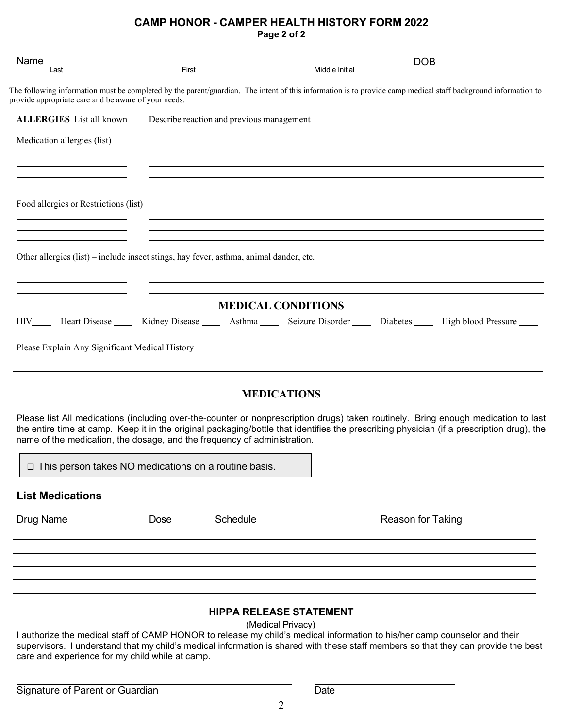## CAMP HONOR - CAMPER HEALTH HISTORY FORM 2022

**Page 2 of 2**

Name ______________________________________________ DOB

Last First Middle Initial

The following information must be completed by the parent/guardian. The intent of this information is to provide camp medical staff background information to provide appropriate care and be aware of your needs.

**ALLERGIES** List all known — Describe reaction and previous management

Medication allergies (list)

Food allergies or Restrictions (list)

Other allergies (list) – include insect stings, hay fever, asthma, animal dander, etc.

### MEDICAL CONDITIONS

HIV____ Heart Disease ____ Kidney Disease ____ Asthma ____ Seizure Disorder ____ Diabetes ____ High blood Pressure ____

Please Explain Any Significant Medical History ______________________________

### MEDICATIONS

Please list All medications (including over-the-counter or nonprescription drugs) taken routinely. Bring enough medication to last the entire time at camp. Keep it in the original packaging/bottle that identifies the prescribing physician (if a prescription drug), the name of the medication, the dosage, and the frequency of administration.

□ This person takes NO medications on a routine basis.

### List Medications

| Drug Name | Dose | Schedule | Reason for Taking |
|---|---|---|---|
| | | | |
| | | | |
| | | | |
| | | | |

### HIPPA RELEASE STATEMENT

(Medical Privacy)

I authorize the medical staff of CAMP HONOR to release my child's medical information to his/her camp counselor and their supervisors. I understand that my child's medical information is shared with these staff members so that they can provide the best care and experience for my child while at camp.

______________________________ ______________________

Signature of Parent or Guardian Date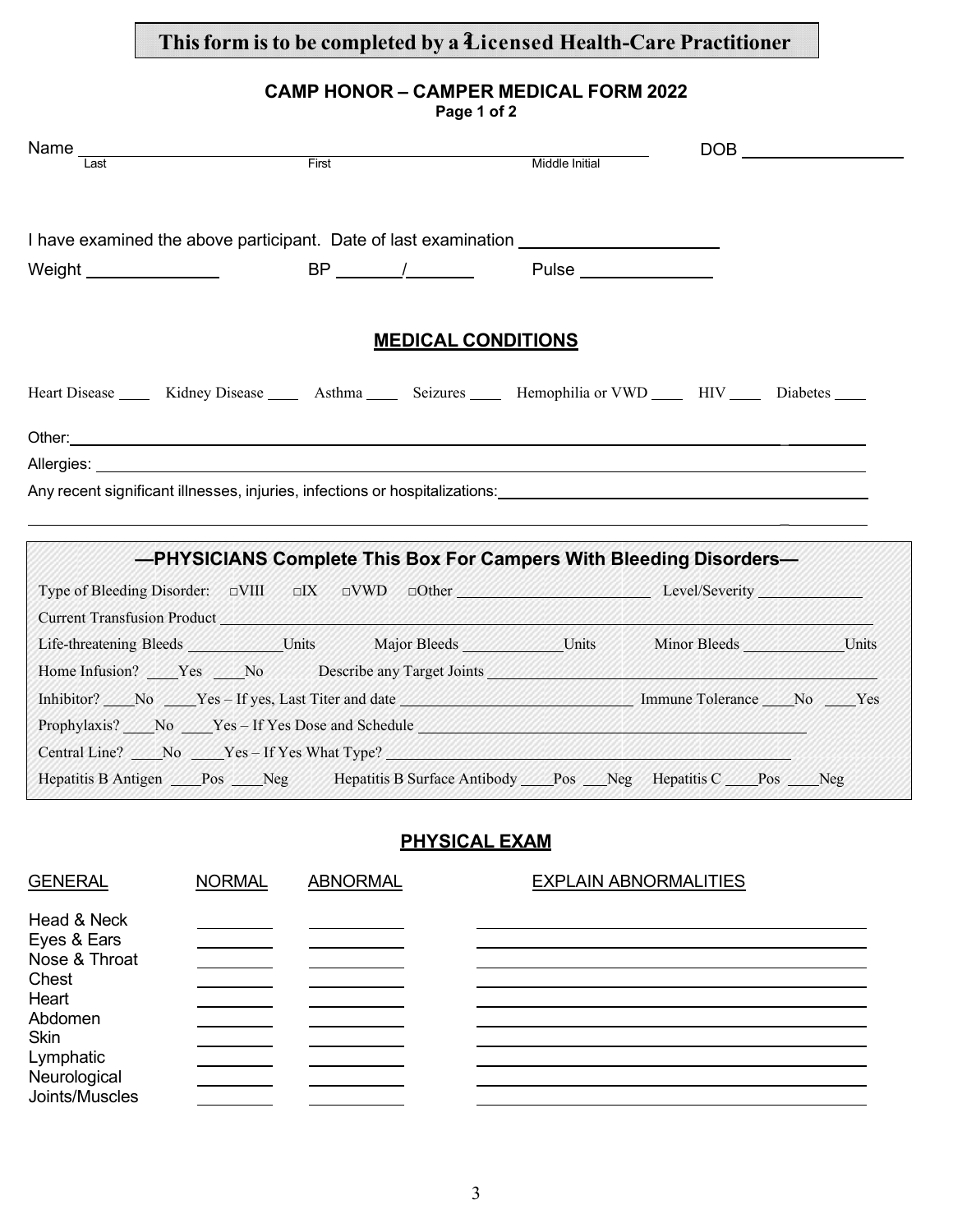**This form is to be completed by a Licensed Health-Care Practitioner**

## CAMP HONOR – CAMPER MEDICAL FORM 2022

**Page 1 of 2**

Name ______________________________________________ DOB ______________

Last First Middle Initial

I have examined the above participant. Date of last examination ____________________

Weight ______________ BP _______/_______ Pulse ______________

## MEDICAL CONDITIONS

Heart Disease ____ Kidney Disease ____ Asthma ____ Seizures ____ Hemophilia or VWD ____ HIV ____ Diabetes ____

Other: ______________________________________________________________________

Allergies: ___________________________________________________________________

Any recent significant illnesses, injuries, infections or hospitalizations: ______________________

______________________________________________________________________________

### —PHYSICIANS Complete This Box For Campers With Bleeding Disorders—

Type of Bleeding Disorder: □VIII □IX □VWD □Other ________________________ Level/Severity _____________

Current Transfusion Product ______________________________________________________________

Life-threatening Bleeds ____________Units Major Bleeds ____________Units Minor Bleeds ____________Units

Home Infusion? ____Yes ____No Describe any Target Joints _______________________________________

Inhibitor? ____No ____Yes – If yes, Last Titer and date ____________________________ Immune Tolerance ____No ____Yes

Prophylaxis? ____No ____Yes – If Yes Dose and Schedule ______________________________________________

Central Line? ____No ____Yes – If Yes What Type? ____________________________________________

Hepatitis B Antigen ____Pos ____Neg Hepatitis B Surface Antibody ____Pos ___Neg Hepatitis C ____Pos ____Neg

## PHYSICAL EXAM

| GENERAL | NORMAL | ABNORMAL | EXPLAIN ABNORMALITIES |
|---|---|---|---|
| Head & Neck | | | |
| Eyes & Ears | | | |
| Nose & Throat | | | |
| Chest | | | |
| Heart | | | |
| Abdomen | | | |
| Skin | | | |
| Lymphatic | | | |
| Neurological | | | |
| Joints/Muscles | | | |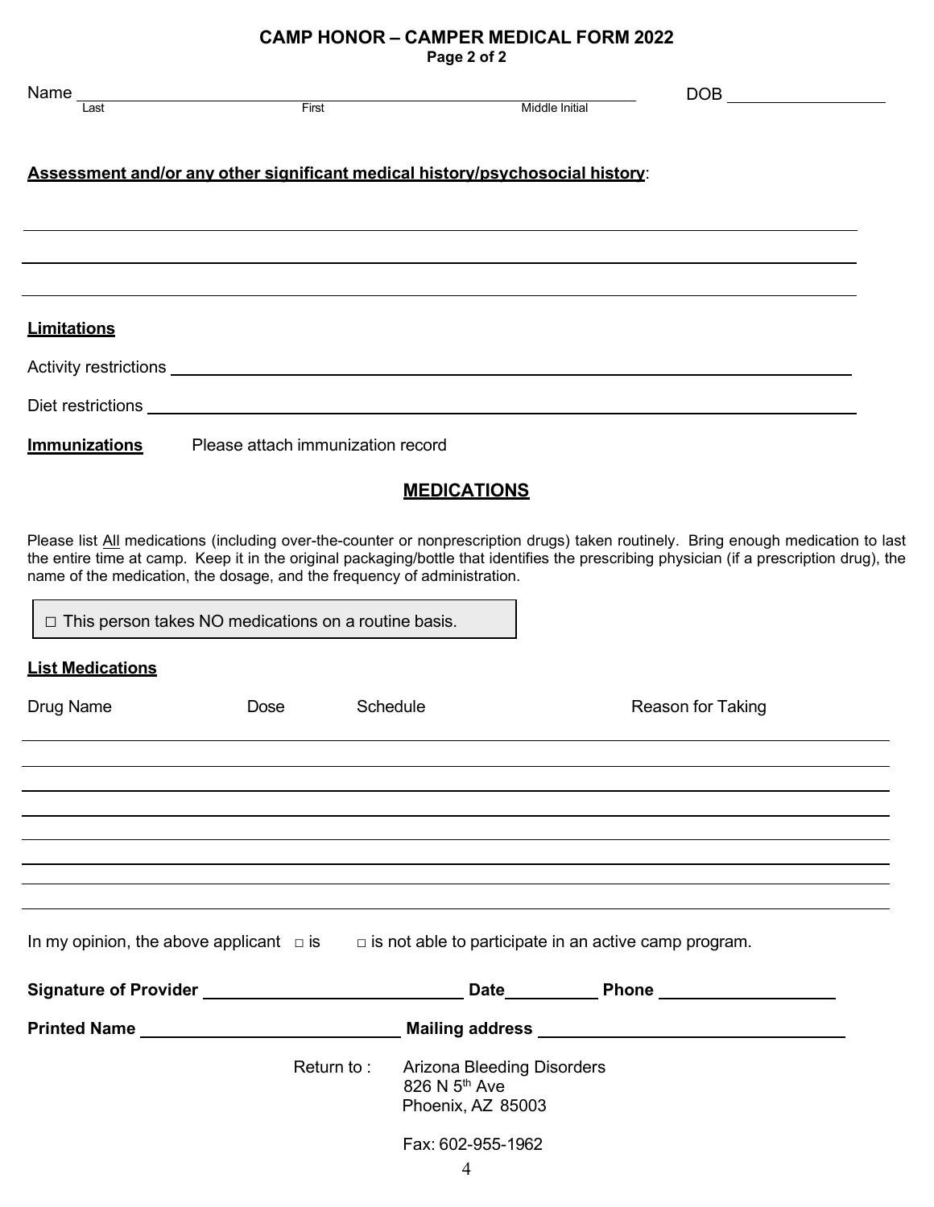# CAMP HONOR – CAMPER MEDICAL FORM 2022

**Page 2 of 2**

Name ______________________________________________ DOB ______________
Last First Middle Initial

**Assessment and/or any other significant medical history/psychosocial history**:

______________________________________________________________________

______________________________________________________________________

______________________________________________________________________

**Limitations**

Activity restrictions ______________________________________________________

Diet restrictions ________________________________________________________

**Immunizations** Please attach immunization record

## MEDICATIONS

Please list All medications (including over-the-counter or nonprescription drugs) taken routinely. Bring enough medication to last the entire time at camp. Keep it in the original packaging/bottle that identifies the prescribing physician (if a prescription drug), the name of the medication, the dosage, and the frequency of administration.

□ This person takes NO medications on a routine basis.

**List Medications**

| Drug Name | Dose | Schedule | Reason for Taking |
| --- | --- | --- | --- |
| | | | |
| | | | |
| | | | |
| | | | |
| | | | |
| | | | |
| | | | |

In my opinion, the above applicant □ is □ is not able to participate in an active camp program.

**Signature of Provider** ______________________ **Date** __________ **Phone** ______________

**Printed Name** ______________________ **Mailing address** __________________________

Return to : Arizona Bleeding Disorders
826 N 5th Ave
Phoenix, AZ 85003

Fax: 602-955-1962